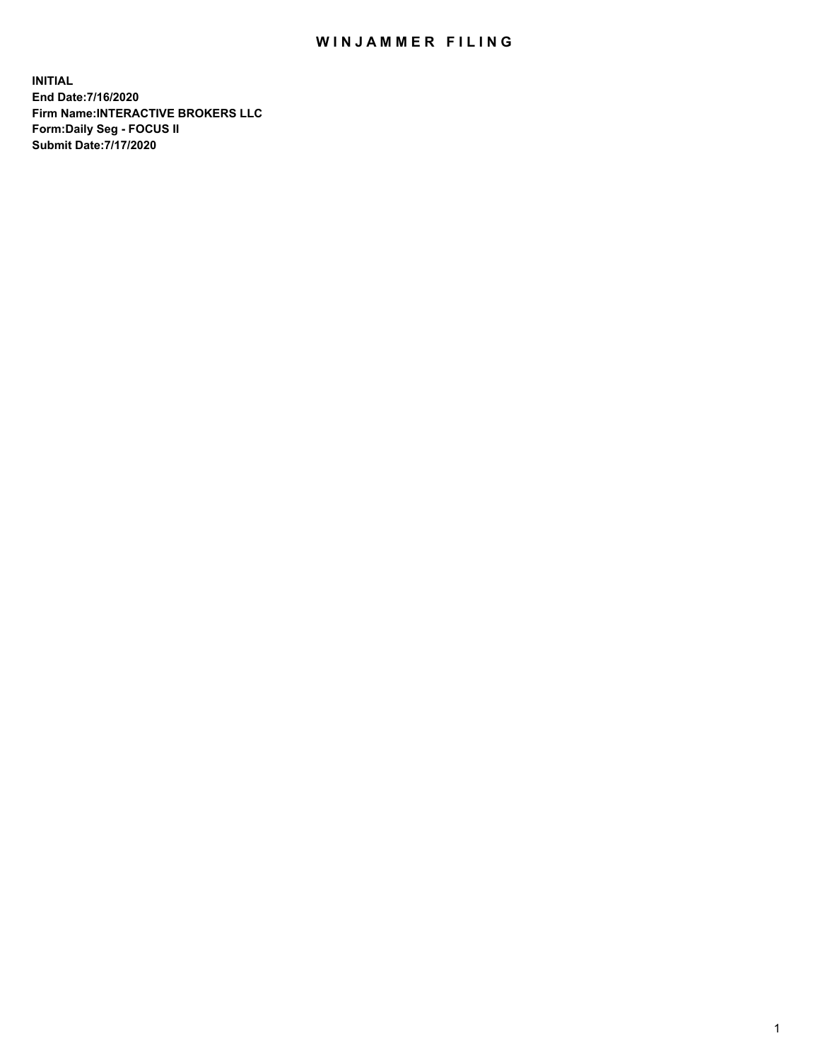# WINJAMMER FILING

**INITIAL**
**End Date:7/16/2020**
**Firm Name:INTERACTIVE BROKERS LLC**
**Form:Daily Seg - FOCUS II**
**Submit Date:7/17/2020**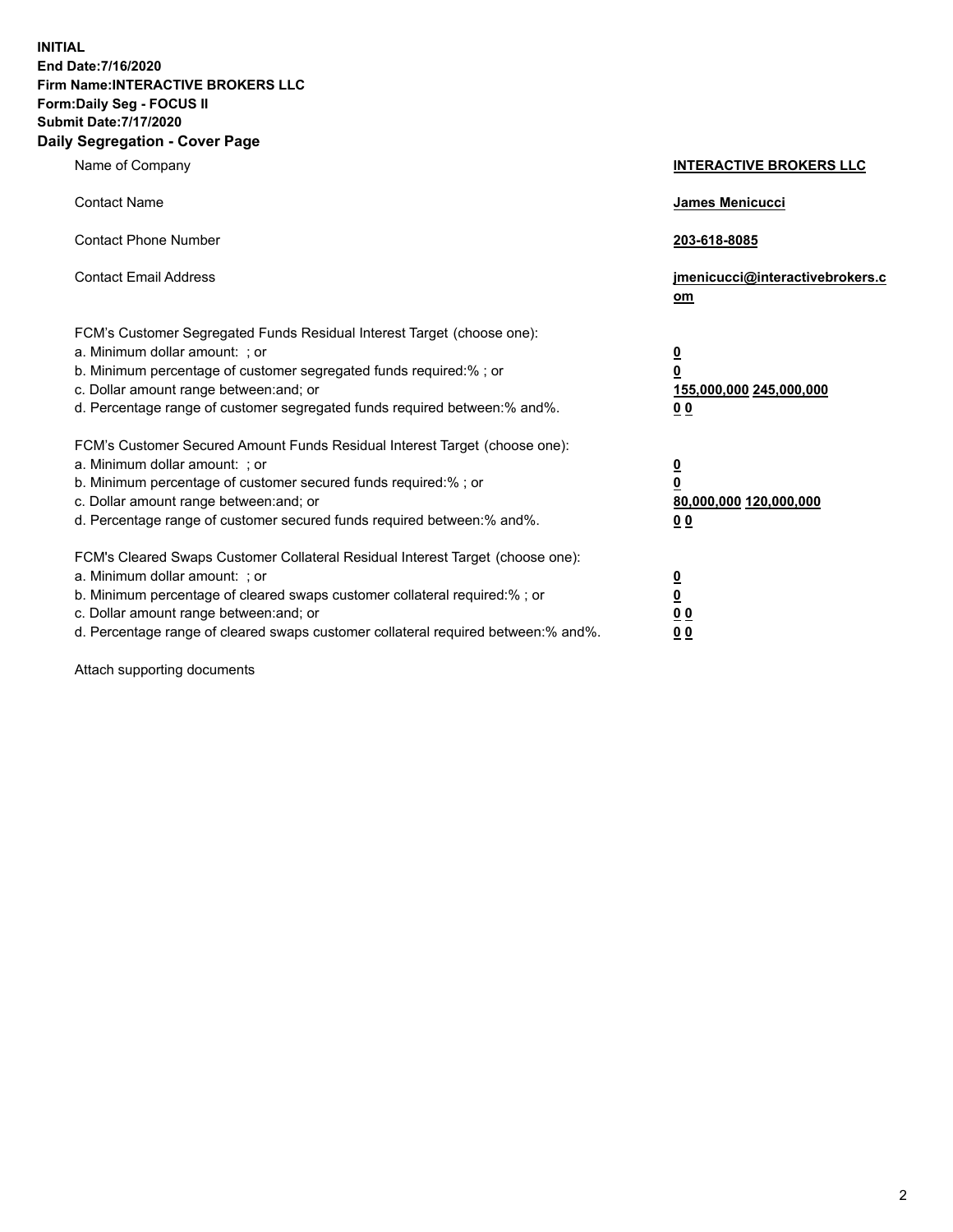**INITIAL**
**End Date:7/16/2020**
**Firm Name:INTERACTIVE BROKERS LLC**
**Form:Daily Seg - FOCUS II**
**Submit Date:7/17/2020**

## Daily Segregation - Cover Page

| | |
|---|---|
| Name of Company | **INTERACTIVE BROKERS LLC** |
| Contact Name | **James Menicucci** |
| Contact Phone Number | **203-618-8085** |
| Contact Email Address | **jmenicucci@interactivebrokers.com** |

FCM's Customer Segregated Funds Residual Interest Target (choose one):

| | |
|---|---|
| a. Minimum dollar amount: ; or | **0** |
| b. Minimum percentage of customer segregated funds required:% ; or | **0** |
| c. Dollar amount range between:and; or | **155,000,000 245,000,000** |
| d. Percentage range of customer segregated funds required between:% and%. | **0 0** |

FCM's Customer Secured Amount Funds Residual Interest Target (choose one):

| | |
|---|---|
| a. Minimum dollar amount: ; or | **0** |
| b. Minimum percentage of customer secured funds required:% ; or | **0** |
| c. Dollar amount range between:and; or | **80,000,000 120,000,000** |
| d. Percentage range of customer secured funds required between:% and%. | **0 0** |

FCM's Cleared Swaps Customer Collateral Residual Interest Target (choose one):

| | |
|---|---|
| a. Minimum dollar amount: ; or | **0** |
| b. Minimum percentage of cleared swaps customer collateral required:% ; or | **0** |
| c. Dollar amount range between:and; or | **0 0** |
| d. Percentage range of cleared swaps customer collateral required between:% and%. | **0 0** |

Attach supporting documents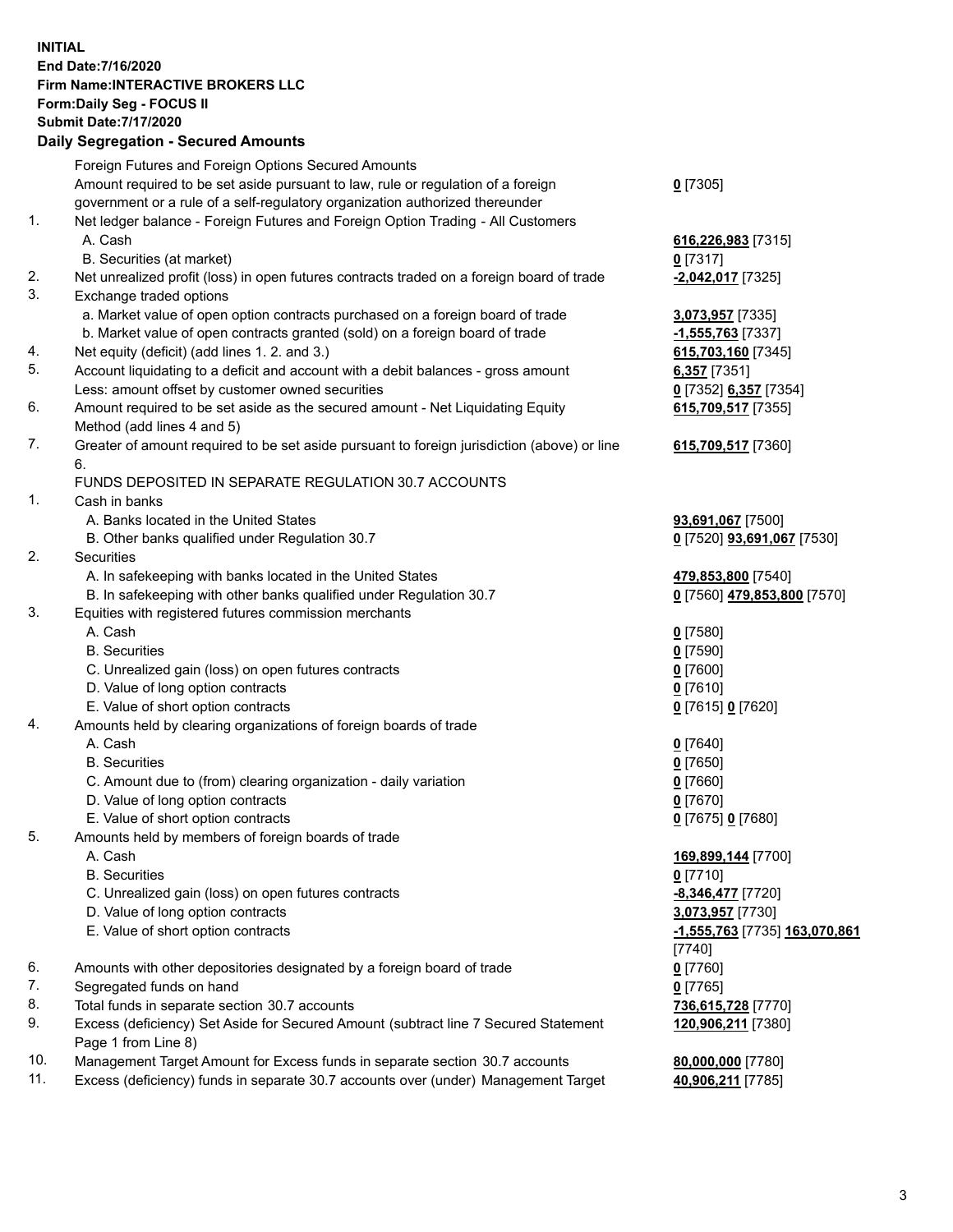**INITIAL**
**End Date:7/16/2020**
**Firm Name:INTERACTIVE BROKERS LLC**
**Form:Daily Seg - FOCUS II**
**Submit Date:7/17/2020**

## Daily Segregation - Secured Amounts

| | | |
|---|---|---|
| | Foreign Futures and Foreign Options Secured Amounts | |
| | Amount required to be set aside pursuant to law, rule or regulation of a foreign government or a rule of a self-regulatory organization authorized thereunder | **0** [7305] |
| 1. | Net ledger balance - Foreign Futures and Foreign Option Trading - All Customers | |
| | A. Cash | **616,226,983** [7315] |
| | B. Securities (at market) | **0** [7317] |
| 2. | Net unrealized profit (loss) in open futures contracts traded on a foreign board of trade | **-2,042,017** [7325] |
| 3. | Exchange traded options | |
| | a. Market value of open option contracts purchased on a foreign board of trade | **3,073,957** [7335] |
| | b. Market value of open contracts granted (sold) on a foreign board of trade | **-1,555,763** [7337] |
| 4. | Net equity (deficit) (add lines 1. 2. and 3.) | **615,703,160** [7345] |
| 5. | Account liquidating to a deficit and account with a debit balances - gross amount | **6,357** [7351] |
| | Less: amount offset by customer owned securities | **0** [7352] **6,357** [7354] |
| 6. | Amount required to be set aside as the secured amount - Net Liquidating Equity Method (add lines 4 and 5) | **615,709,517** [7355] |
| 7. | Greater of amount required to be set aside pursuant to foreign jurisdiction (above) or line 6. | **615,709,517** [7360] |
| | FUNDS DEPOSITED IN SEPARATE REGULATION 30.7 ACCOUNTS | |
| 1. | Cash in banks | |
| | A. Banks located in the United States | **93,691,067** [7500] |
| | B. Other banks qualified under Regulation 30.7 | **0** [7520] **93,691,067** [7530] |
| 2. | Securities | |
| | A. In safekeeping with banks located in the United States | **479,853,800** [7540] |
| | B. In safekeeping with other banks qualified under Regulation 30.7 | **0** [7560] **479,853,800** [7570] |
| 3. | Equities with registered futures commission merchants | |
| | A. Cash | **0** [7580] |
| | B. Securities | **0** [7590] |
| | C. Unrealized gain (loss) on open futures contracts | **0** [7600] |
| | D. Value of long option contracts | **0** [7610] |
| | E. Value of short option contracts | **0** [7615] **0** [7620] |
| 4. | Amounts held by clearing organizations of foreign boards of trade | |
| | A. Cash | **0** [7640] |
| | B. Securities | **0** [7650] |
| | C. Amount due to (from) clearing organization - daily variation | **0** [7660] |
| | D. Value of long option contracts | **0** [7670] |
| | E. Value of short option contracts | **0** [7675] **0** [7680] |
| 5. | Amounts held by members of foreign boards of trade | |
| | A. Cash | **169,899,144** [7700] |
| | B. Securities | **0** [7710] |
| | C. Unrealized gain (loss) on open futures contracts | **-8,346,477** [7720] |
| | D. Value of long option contracts | **3,073,957** [7730] |
| | E. Value of short option contracts | **-1,555,763** [7735] **163,070,861** [7740] |
| 6. | Amounts with other depositories designated by a foreign board of trade | **0** [7760] |
| 7. | Segregated funds on hand | **0** [7765] |
| 8. | Total funds in separate section 30.7 accounts | **736,615,728** [7770] |
| 9. | Excess (deficiency) Set Aside for Secured Amount (subtract line 7 Secured Statement Page 1 from Line 8) | **120,906,211** [7380] |
| 10. | Management Target Amount for Excess funds in separate section 30.7 accounts | **80,000,000** [7780] |
| 11. | Excess (deficiency) funds in separate 30.7 accounts over (under) Management Target | **40,906,211** [7785] |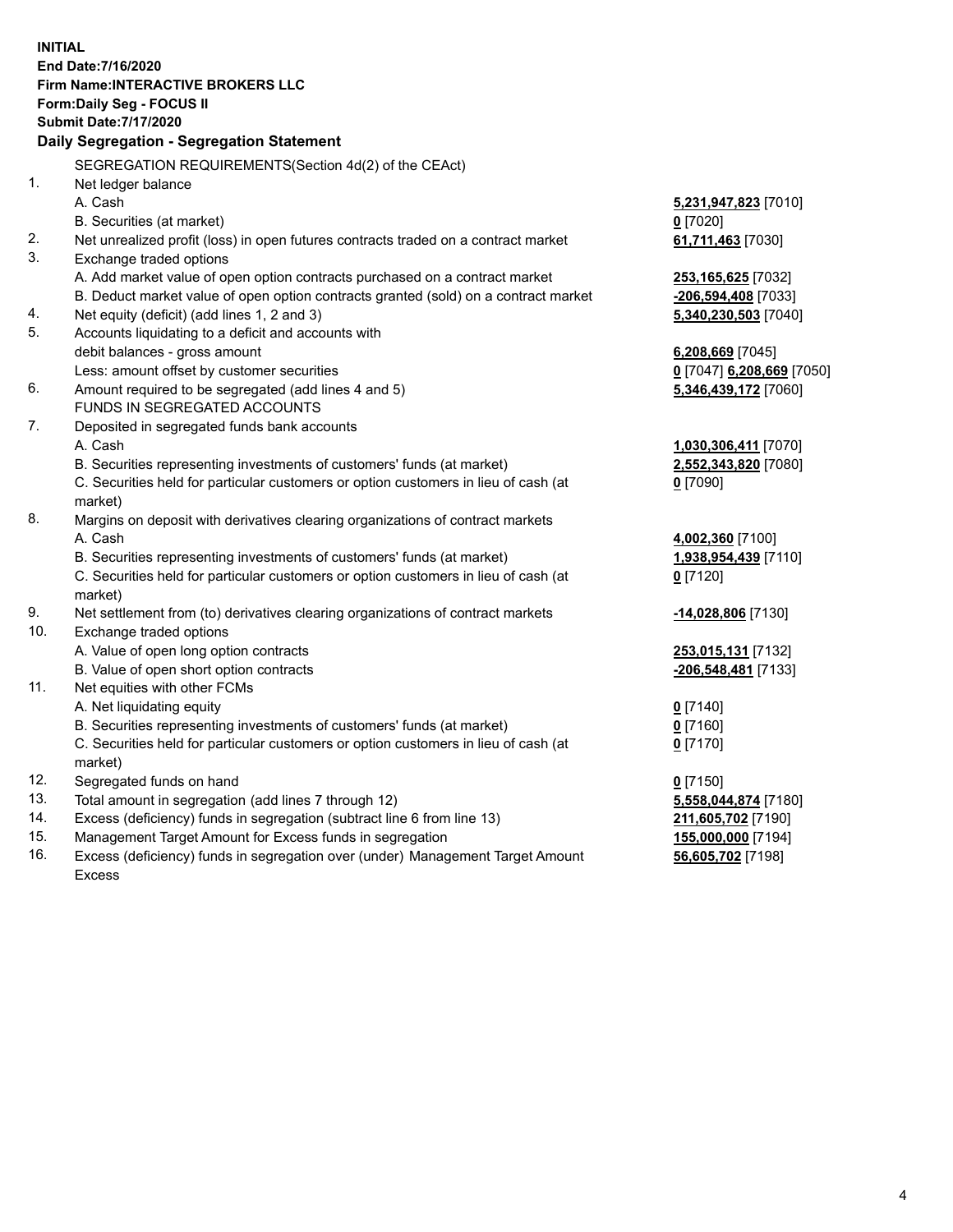**INITIAL**
**End Date:7/16/2020**
**Firm Name:INTERACTIVE BROKERS LLC**
**Form:Daily Seg - FOCUS II**
**Submit Date:7/17/2020**

**Daily Segregation - Segregation Statement**

SEGREGATION REQUIREMENTS(Section 4d(2) of the CEAct)

| | | |
|---|---|---|
| 1. | Net ledger balance | |
| | A. Cash | **5,231,947,823** [7010] |
| | B. Securities (at market) | **0** [7020] |
| 2. | Net unrealized profit (loss) in open futures contracts traded on a contract market | **61,711,463** [7030] |
| 3. | Exchange traded options | |
| | A. Add market value of open option contracts purchased on a contract market | **253,165,625** [7032] |
| | B. Deduct market value of open option contracts granted (sold) on a contract market | **-206,594,408** [7033] |
| 4. | Net equity (deficit) (add lines 1, 2 and 3) | **5,340,230,503** [7040] |
| 5. | Accounts liquidating to a deficit and accounts with debit balances - gross amount | **6,208,669** [7045] |
| | Less: amount offset by customer securities | **0** [7047] **6,208,669** [7050] |
| 6. | Amount required to be segregated (add lines 4 and 5) | **5,346,439,172** [7060] |
| | FUNDS IN SEGREGATED ACCOUNTS | |
| 7. | Deposited in segregated funds bank accounts | |
| | A. Cash | **1,030,306,411** [7070] |
| | B. Securities representing investments of customers' funds (at market) | **2,552,343,820** [7080] |
| | C. Securities held for particular customers or option customers in lieu of cash (at market) | **0** [7090] |
| 8. | Margins on deposit with derivatives clearing organizations of contract markets | |
| | A. Cash | **4,002,360** [7100] |
| | B. Securities representing investments of customers' funds (at market) | **1,938,954,439** [7110] |
| | C. Securities held for particular customers or option customers in lieu of cash (at market) | **0** [7120] |
| 9. | Net settlement from (to) derivatives clearing organizations of contract markets | **-14,028,806** [7130] |
| 10. | Exchange traded options | |
| | A. Value of open long option contracts | **253,015,131** [7132] |
| | B. Value of open short option contracts | **-206,548,481** [7133] |
| 11. | Net equities with other FCMs | |
| | A. Net liquidating equity | **0** [7140] |
| | B. Securities representing investments of customers' funds (at market) | **0** [7160] |
| | C. Securities held for particular customers or option customers in lieu of cash (at market) | **0** [7170] |
| 12. | Segregated funds on hand | **0** [7150] |
| 13. | Total amount in segregation (add lines 7 through 12) | **5,558,044,874** [7180] |
| 14. | Excess (deficiency) funds in segregation (subtract line 6 from line 13) | **211,605,702** [7190] |
| 15. | Management Target Amount for Excess funds in segregation | **155,000,000** [7194] |
| 16. | Excess (deficiency) funds in segregation over (under) Management Target Amount Excess | **56,605,702** [7198] |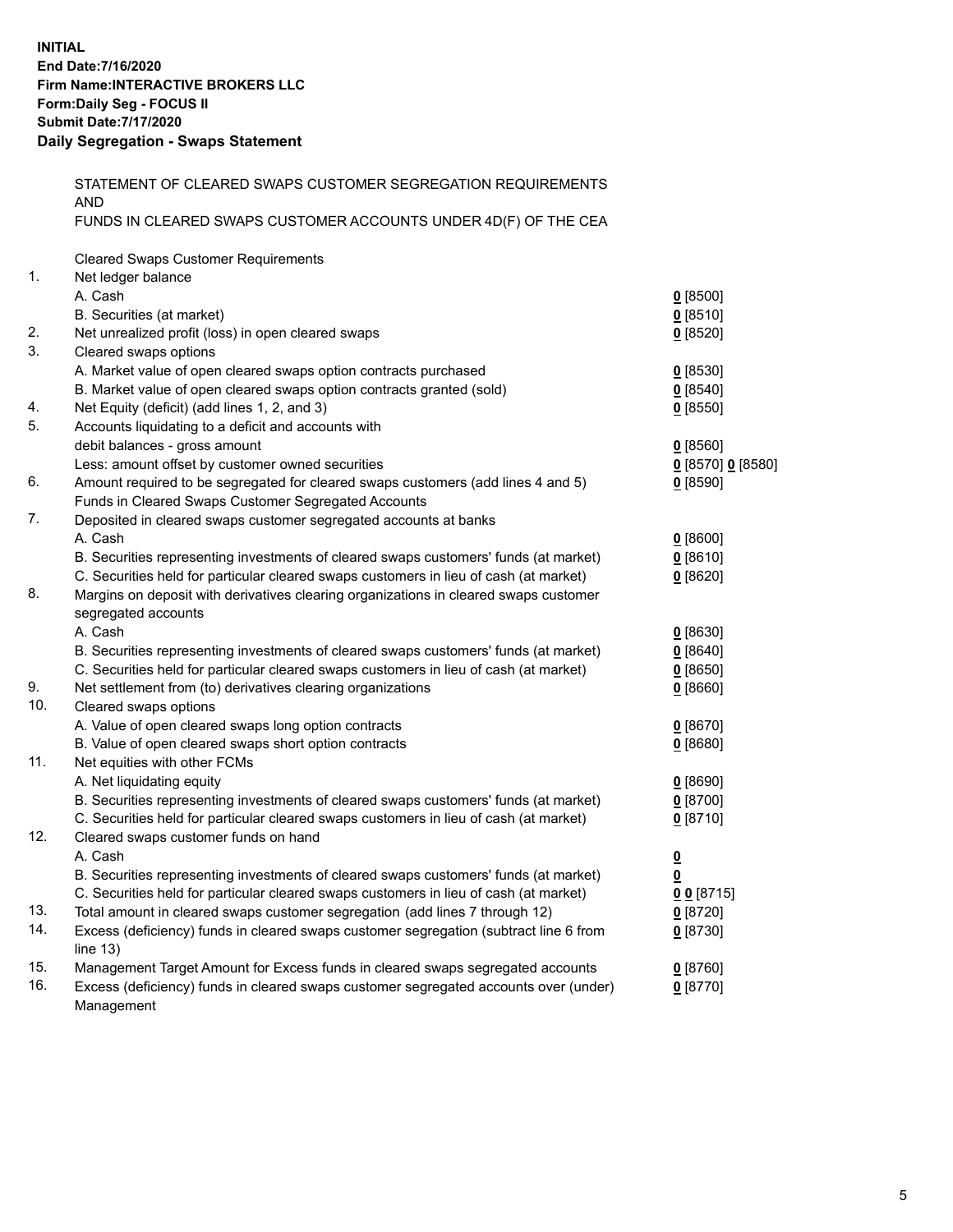**INITIAL**
**End Date:7/16/2020**
**Firm Name:INTERACTIVE BROKERS LLC**
**Form:Daily Seg - FOCUS II**
**Submit Date:7/17/2020**
**Daily Segregation - Swaps Statement**

STATEMENT OF CLEARED SWAPS CUSTOMER SEGREGATION REQUIREMENTS AND FUNDS IN CLEARED SWAPS CUSTOMER ACCOUNTS UNDER 4D(F) OF THE CEA

| | | |
|---|---|---|
| | Cleared Swaps Customer Requirements | |
| 1. | Net ledger balance | |
| | A. Cash | 0 [8500] |
| | B. Securities (at market) | 0 [8510] |
| 2. | Net unrealized profit (loss) in open cleared swaps | 0 [8520] |
| 3. | Cleared swaps options | |
| | A. Market value of open cleared swaps option contracts purchased | 0 [8530] |
| | B. Market value of open cleared swaps option contracts granted (sold) | 0 [8540] |
| 4. | Net Equity (deficit) (add lines 1, 2, and 3) | 0 [8550] |
| 5. | Accounts liquidating to a deficit and accounts with | |
| | debit balances - gross amount | 0 [8560] |
| | Less: amount offset by customer owned securities | 0 [8570] 0 [8580] |
| 6. | Amount required to be segregated for cleared swaps customers (add lines 4 and 5) | 0 [8590] |
| | Funds in Cleared Swaps Customer Segregated Accounts | |
| 7. | Deposited in cleared swaps customer segregated accounts at banks | |
| | A. Cash | 0 [8600] |
| | B. Securities representing investments of cleared swaps customers' funds (at market) | 0 [8610] |
| | C. Securities held for particular cleared swaps customers in lieu of cash (at market) | 0 [8620] |
| 8. | Margins on deposit with derivatives clearing organizations in cleared swaps customer segregated accounts | |
| | A. Cash | 0 [8630] |
| | B. Securities representing investments of cleared swaps customers' funds (at market) | 0 [8640] |
| | C. Securities held for particular cleared swaps customers in lieu of cash (at market) | 0 [8650] |
| 9. | Net settlement from (to) derivatives clearing organizations | 0 [8660] |
| 10. | Cleared swaps options | |
| | A. Value of open cleared swaps long option contracts | 0 [8670] |
| | B. Value of open cleared swaps short option contracts | 0 [8680] |
| 11. | Net equities with other FCMs | |
| | A. Net liquidating equity | 0 [8690] |
| | B. Securities representing investments of cleared swaps customers' funds (at market) | 0 [8700] |
| | C. Securities held for particular cleared swaps customers in lieu of cash (at market) | 0 [8710] |
| 12. | Cleared swaps customer funds on hand | |
| | A. Cash | 0 |
| | B. Securities representing investments of cleared swaps customers' funds (at market) | 0 |
| | C. Securities held for particular cleared swaps customers in lieu of cash (at market) | 0 0 [8715] |
| 13. | Total amount in cleared swaps customer segregation (add lines 7 through 12) | 0 [8720] |
| 14. | Excess (deficiency) funds in cleared swaps customer segregation (subtract line 6 from line 13) | 0 [8730] |
| 15. | Management Target Amount for Excess funds in cleared swaps segregated accounts | 0 [8760] |
| 16. | Excess (deficiency) funds in cleared swaps customer segregated accounts over (under) Management | 0 [8770] |